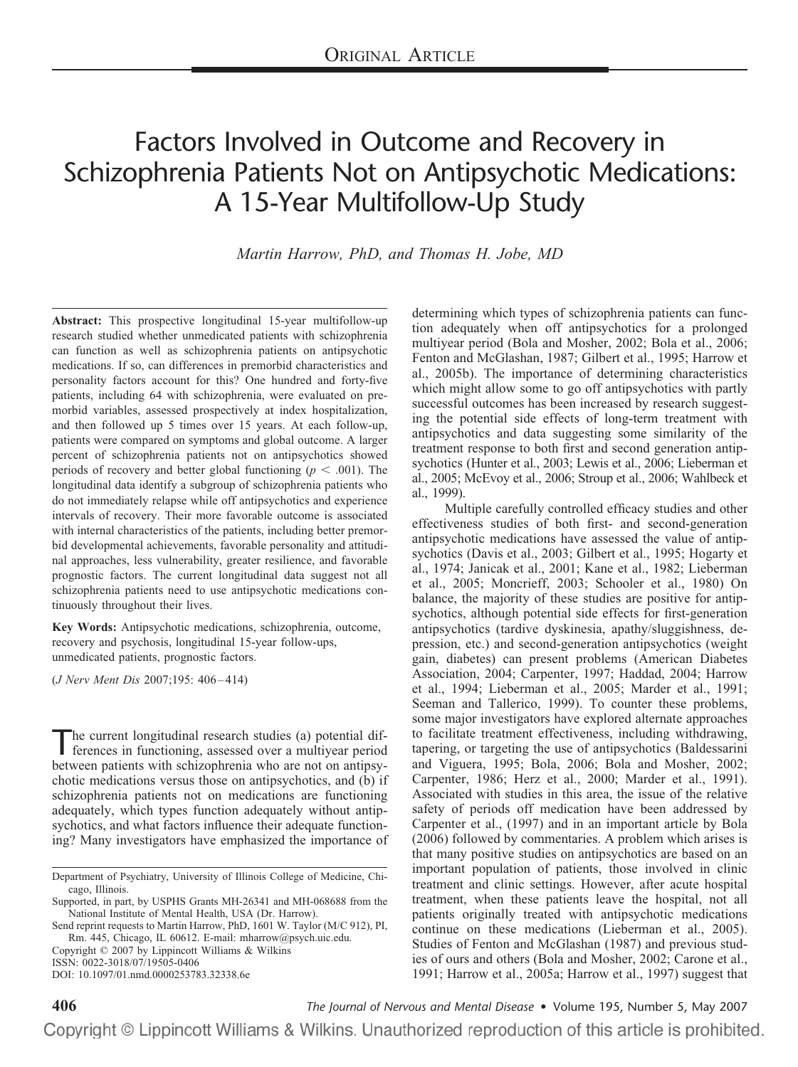# Factors Involved in Outcome and Recovery in Schizophrenia Patients Not on Antipsychotic Medications: A 15-Year Multifollow-Up Study

*Martin Harrow, PhD, and Thomas H. Jobe, MD*

**Abstract:** This prospective longitudinal 15-year multifollow-up research studied whether unmedicated patients with schizophrenia can function as well as schizophrenia patients on antipsychotic medications. If so, can differences in premorbid characteristics and personality factors account for this? One hundred and forty-five patients, including 64 with schizophrenia, were evaluated on premorbid variables, assessed prospectively at index hospitalization, and then followed up 5 times over 15 years. At each follow-up, patients were compared on symptoms and global outcome. A larger percent of schizophrenia patients not on antipsychotics showed periods of recovery and better global functioning ($p < .001$). The longitudinal data identify a subgroup of schizophrenia patients who do not immediately relapse while off antipsychotics and experience intervals of recovery. Their more favorable outcome is associated with internal characteristics of the patients, including better premorbid developmental achievements, favorable personality and attitudinal approaches, less vulnerability, greater resilience, and favorable prognostic factors. The current longitudinal data suggest not all schizophrenia patients need to use antipsychotic medications continuously throughout their lives.

**Key Words:** Antipsychotic medications, schizophrenia, outcome, recovery and psychosis, longitudinal 15-year follow-ups, unmedicated patients, prognostic factors.

(*J Nerv Ment Dis* 2007;195: 406–414)

The current longitudinal research studies (a) potential differences in functioning, assessed over a multiyear period between patients with schizophrenia who are not on antipsychotic medications versus those on antipsychotics, and (b) if schizophrenia patients not on medications are functioning adequately, which types function adequately without antipsychotics, and what factors influence their adequate functioning? Many investigators have emphasized the importance of determining which types of schizophrenia patients can function adequately when off antipsychotics for a prolonged multiyear period (Bola and Mosher, 2002; Bola et al., 2006; Fenton and McGlashan, 1987; Gilbert et al., 1995; Harrow et al., 2005b). The importance of determining characteristics which might allow some to go off antipsychotics with partly successful outcomes has been increased by research suggesting the potential side effects of long-term treatment with antipsychotics and data suggesting some similarity of the treatment response to both first and second generation antipsychotics (Hunter et al., 2003; Lewis et al., 2006; Lieberman et al., 2005; McEvoy et al., 2006; Stroup et al., 2006; Wahlbeck et al., 1999).

Multiple carefully controlled efficacy studies and other effectiveness studies of both first- and second-generation antipsychotic medications have assessed the value of antipsychotics (Davis et al., 2003; Gilbert et al., 1995; Hogarty et al., 1974; Janicak et al., 2001; Kane et al., 1982; Lieberman et al., 2005; Moncrieff, 2003; Schooler et al., 1980) On balance, the majority of these studies are positive for antipsychotics, although potential side effects for first-generation antipsychotics (tardive dyskinesia, apathy/sluggishness, depression, etc.) and second-generation antipsychotics (weight gain, diabetes) can present problems (American Diabetes Association, 2004; Carpenter, 1997; Haddad, 2004; Harrow et al., 1994; Lieberman et al., 2005; Marder et al., 1991; Seeman and Tallerico, 1999). To counter these problems, some major investigators have explored alternate approaches to facilitate treatment effectiveness, including withdrawing, tapering, or targeting the use of antipsychotics (Baldessarini and Viguera, 1995; Bola, 2006; Bola and Mosher, 2002; Carpenter, 1986; Herz et al., 2000; Marder et al., 1991). Associated with studies in this area, the issue of the relative safety of periods off medication have been addressed by Carpenter et al., (1997) and in an important article by Bola (2006) followed by commentaries. A problem which arises is that many positive studies on antipsychotics are based on an important population of patients, those involved in clinic treatment and clinic settings. However, after acute hospital treatment, when these patients leave the hospital, not all patients originally treated with antipsychotic medications continue on these medications (Lieberman et al., 2005). Studies of Fenton and McGlashan (1987) and previous studies of ours and others (Bola and Mosher, 2002; Carone et al., 1991; Harrow et al., 2005a; Harrow et al., 1997) suggest that

---

Department of Psychiatry, University of Illinois College of Medicine, Chicago, Illinois.

Supported, in part, by USPHS Grants MH-26341 and MH-068688 from the National Institute of Mental Health, USA (Dr. Harrow).

Send reprint requests to Martin Harrow, PhD, 1601 W. Taylor (M/C 912), PI, Rm. 445, Chicago, IL 60612. E-mail: mharrow@psych.uic.edu.

Copyright © 2007 by Lippincott Williams & Wilkins

ISSN: 0022-3018/07/19505-0406

DOI: 10.1097/01.nmd.0000253783.32338.6e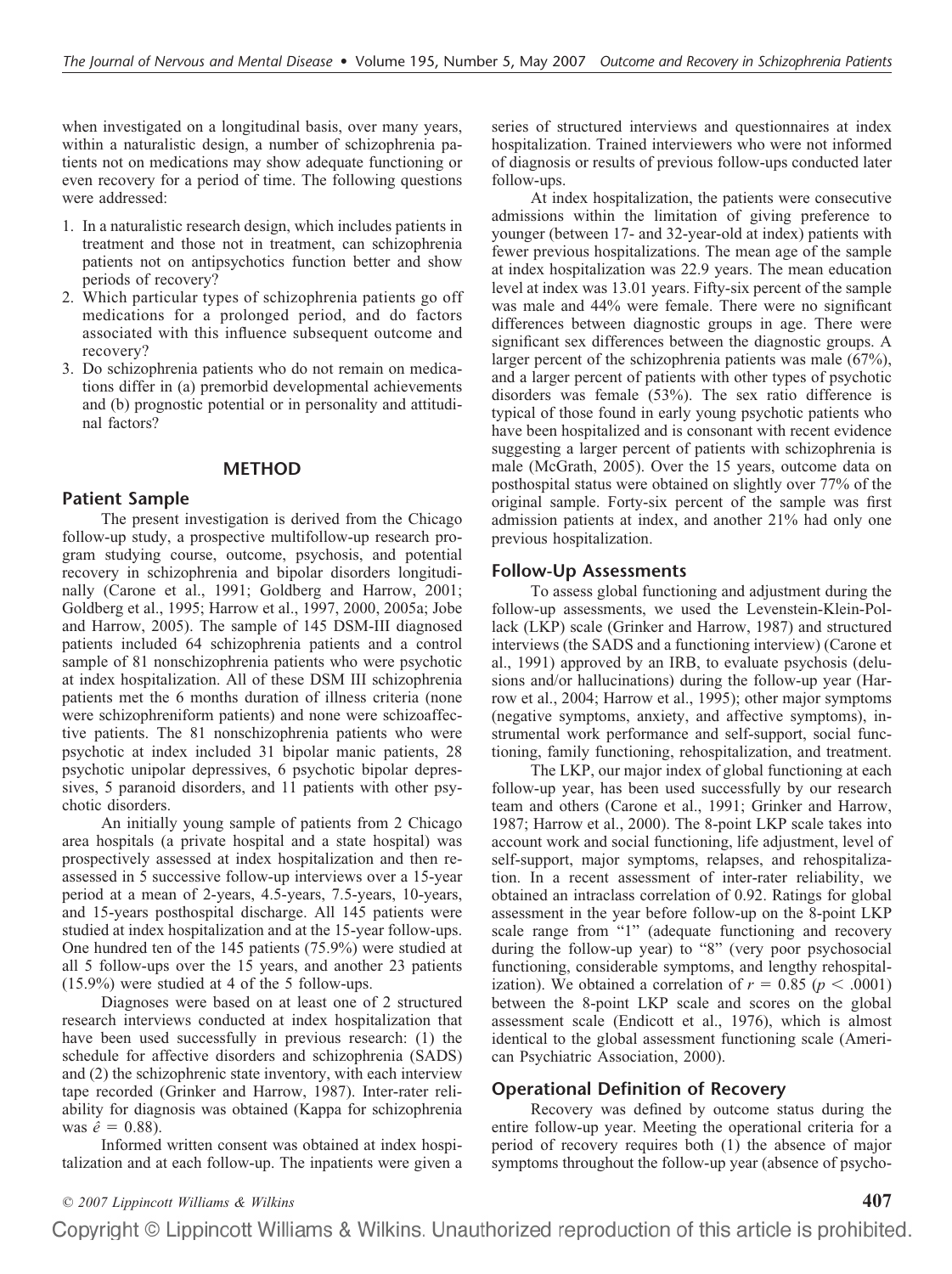when investigated on a longitudinal basis, over many years, within a naturalistic design, a number of schizophrenia patients not on medications may show adequate functioning or even recovery for a period of time. The following questions were addressed:

1. In a naturalistic research design, which includes patients in treatment and those not in treatment, can schizophrenia patients not on antipsychotics function better and show periods of recovery?
2. Which particular types of schizophrenia patients go off medications for a prolonged period, and do factors associated with this influence subsequent outcome and recovery?
3. Do schizophrenia patients who do not remain on medications differ in (a) premorbid developmental achievements and (b) prognostic potential or in personality and attitudinal factors?

## METHOD

### Patient Sample

The present investigation is derived from the Chicago follow-up study, a prospective multifollow-up research program studying course, outcome, psychosis, and potential recovery in schizophrenia and bipolar disorders longitudinally (Carone et al., 1991; Goldberg and Harrow, 2001; Goldberg et al., 1995; Harrow et al., 1997, 2000, 2005a; Jobe and Harrow, 2005). The sample of 145 DSM-III diagnosed patients included 64 schizophrenia patients and a control sample of 81 nonschizophrenia patients who were psychotic at index hospitalization. All of these DSM III schizophrenia patients met the 6 months duration of illness criteria (none were schizophreniform patients) and none were schizoaffective patients. The 81 nonschizophrenia patients who were psychotic at index included 31 bipolar manic patients, 28 psychotic unipolar depressives, 6 psychotic bipolar depressives, 5 paranoid disorders, and 11 patients with other psychotic disorders.

An initially young sample of patients from 2 Chicago area hospitals (a private hospital and a state hospital) was prospectively assessed at index hospitalization and then reassessed in 5 successive follow-up interviews over a 15-year period at a mean of 2-years, 4.5-years, 7.5-years, 10-years, and 15-years posthospital discharge. All 145 patients were studied at index hospitalization and at the 15-year follow-ups. One hundred ten of the 145 patients (75.9%) were studied at all 5 follow-ups over the 15 years, and another 23 patients (15.9%) were studied at 4 of the 5 follow-ups.

Diagnoses were based on at least one of 2 structured research interviews conducted at index hospitalization that have been used successfully in previous research: (1) the schedule for affective disorders and schizophrenia (SADS) and (2) the schizophrenic state inventory, with each interview tape recorded (Grinker and Harrow, 1987). Inter-rater reliability for diagnosis was obtained (Kappa for schizophrenia was $\hat{e} = 0.88$).

Informed written consent was obtained at index hospitalization and at each follow-up. The inpatients were given a series of structured interviews and questionnaires at index hospitalization. Trained interviewers who were not informed of diagnosis or results of previous follow-ups conducted later follow-ups.

At index hospitalization, the patients were consecutive admissions within the limitation of giving preference to younger (between 17- and 32-year-old at index) patients with fewer previous hospitalizations. The mean age of the sample at index hospitalization was 22.9 years. The mean education level at index was 13.01 years. Fifty-six percent of the sample was male and 44% were female. There were no significant differences between diagnostic groups in age. There were significant sex differences between the diagnostic groups. A larger percent of the schizophrenia patients was male (67%), and a larger percent of patients with other types of psychotic disorders was female (53%). The sex ratio difference is typical of those found in early young psychotic patients who have been hospitalized and is consonant with recent evidence suggesting a larger percent of patients with schizophrenia is male (McGrath, 2005). Over the 15 years, outcome data on posthospital status were obtained on slightly over 77% of the original sample. Forty-six percent of the sample was first admission patients at index, and another 21% had only one previous hospitalization.

### Follow-Up Assessments

To assess global functioning and adjustment during the follow-up assessments, we used the Levenstein-Klein-Pollack (LKP) scale (Grinker and Harrow, 1987) and structured interviews (the SADS and a functioning interview) (Carone et al., 1991) approved by an IRB, to evaluate psychosis (delusions and/or hallucinations) during the follow-up year (Harrow et al., 2004; Harrow et al., 1995); other major symptoms (negative symptoms, anxiety, and affective symptoms), instrumental work performance and self-support, social functioning, family functioning, rehospitalization, and treatment.

The LKP, our major index of global functioning at each follow-up year, has been used successfully by our research team and others (Carone et al., 1991; Grinker and Harrow, 1987; Harrow et al., 2000). The 8-point LKP scale takes into account work and social functioning, life adjustment, level of self-support, major symptoms, relapses, and rehospitalization. In a recent assessment of inter-rater reliability, we obtained an intraclass correlation of 0.92. Ratings for global assessment in the year before follow-up on the 8-point LKP scale range from "1" (adequate functioning and recovery during the follow-up year) to "8" (very poor psychosocial functioning, considerable symptoms, and lengthy rehospitalization). We obtained a correlation of $r = 0.85$ ($p < .0001$) between the 8-point LKP scale and scores on the global assessment scale (Endicott et al., 1976), which is almost identical to the global assessment functioning scale (American Psychiatric Association, 2000).

### Operational Definition of Recovery

Recovery was defined by outcome status during the entire follow-up year. Meeting the operational criteria for a period of recovery requires both (1) the absence of major symptoms throughout the follow-up year (absence of psycho-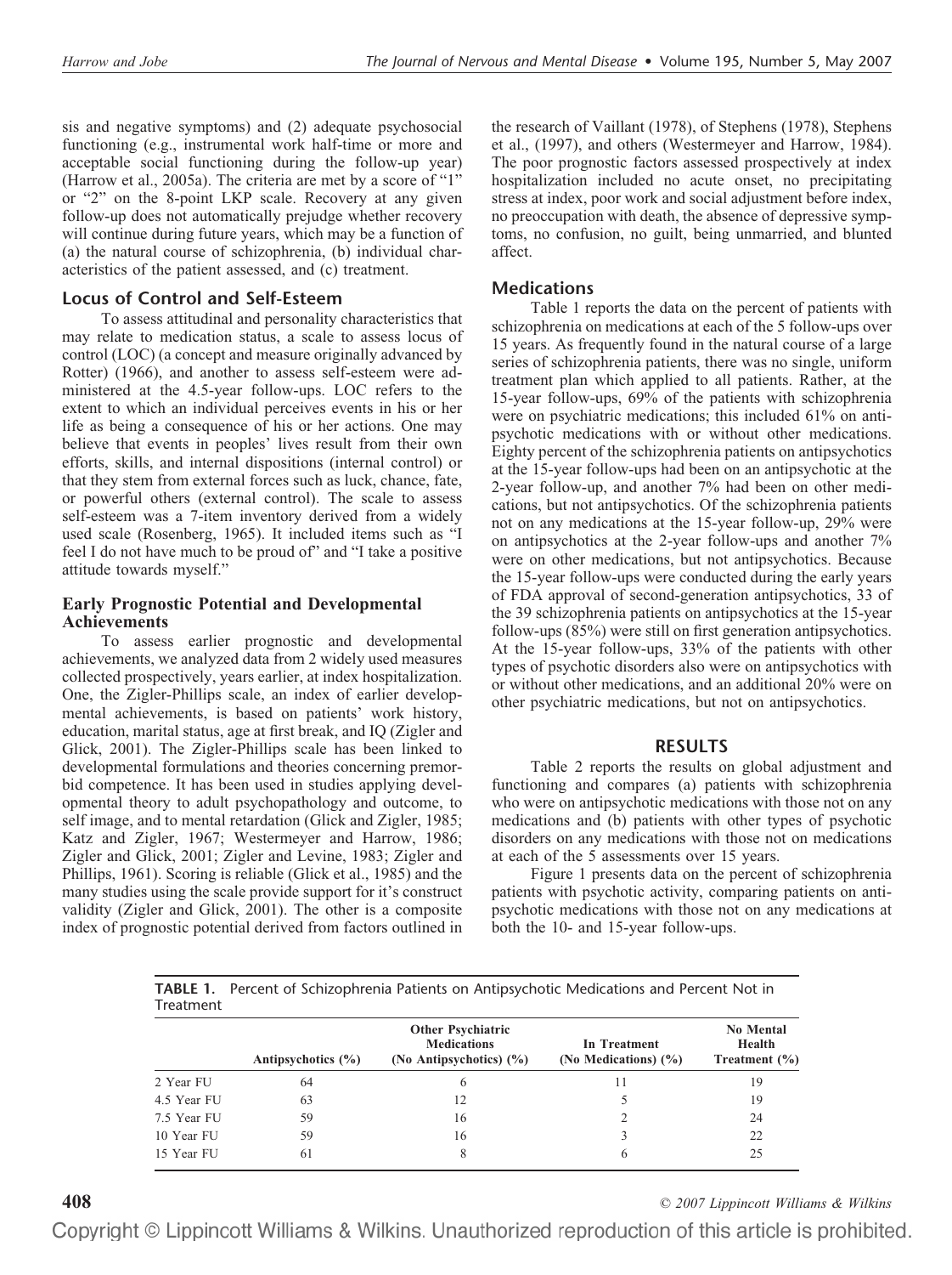sis and negative symptoms) and (2) adequate psychosocial functioning (e.g., instrumental work half-time or more and acceptable social functioning during the follow-up year) (Harrow et al., 2005a). The criteria are met by a score of "1" or "2" on the 8-point LKP scale. Recovery at any given follow-up does not automatically prejudge whether recovery will continue during future years, which may be a function of (a) the natural course of schizophrenia, (b) individual characteristics of the patient assessed, and (c) treatment.

## Locus of Control and Self-Esteem

To assess attitudinal and personality characteristics that may relate to medication status, a scale to assess locus of control (LOC) (a concept and measure originally advanced by Rotter) (1966), and another to assess self-esteem were administered at the 4.5-year follow-ups. LOC refers to the extent to which an individual perceives events in his or her life as being a consequence of his or her actions. One may believe that events in peoples' lives result from their own efforts, skills, and internal dispositions (internal control) or that they stem from external forces such as luck, chance, fate, or powerful others (external control). The scale to assess self-esteem was a 7-item inventory derived from a widely used scale (Rosenberg, 1965). It included items such as "I feel I do not have much to be proud of" and "I take a positive attitude towards myself."

## Early Prognostic Potential and Developmental Achievements

To assess earlier prognostic and developmental achievements, we analyzed data from 2 widely used measures collected prospectively, years earlier, at index hospitalization. One, the Zigler-Phillips scale, an index of earlier developmental achievements, is based on patients' work history, education, marital status, age at first break, and IQ (Zigler and Glick, 2001). The Zigler-Phillips scale has been linked to developmental formulations and theories concerning premorbid competence. It has been used in studies applying developmental theory to adult psychopathology and outcome, to self image, and to mental retardation (Glick and Zigler, 1985; Katz and Zigler, 1967; Westermeyer and Harrow, 1986; Zigler and Glick, 2001; Zigler and Levine, 1983; Zigler and Phillips, 1961). Scoring is reliable (Glick et al., 1985) and the many studies using the scale provide support for it's construct validity (Zigler and Glick, 2001). The other is a composite index of prognostic potential derived from factors outlined in the research of Vaillant (1978), of Stephens (1978), Stephens et al., (1997), and others (Westermeyer and Harrow, 1984). The poor prognostic factors assessed prospectively at index hospitalization included no acute onset, no precipitating stress at index, poor work and social adjustment before index, no preoccupation with death, the absence of depressive symptoms, no confusion, no guilt, being unmarried, and blunted affect.

## Medications

Table 1 reports the data on the percent of patients with schizophrenia on medications at each of the 5 follow-ups over 15 years. As frequently found in the natural course of a large series of schizophrenia patients, there was no single, uniform treatment plan which applied to all patients. Rather, at the 15-year follow-ups, 69% of the patients with schizophrenia were on psychiatric medications; this included 61% on antipsychotic medications with or without other medications. Eighty percent of the schizophrenia patients on antipsychotics at the 15-year follow-ups had been on an antipsychotic at the 2-year follow-up, and another 7% had been on other medications, but not antipsychotics. Of the schizophrenia patients not on any medications at the 15-year follow-up, 29% were on antipsychotics at the 2-year follow-ups and another 7% were on other medications, but not antipsychotics. Because the 15-year follow-ups were conducted during the early years of FDA approval of second-generation antipsychotics, 33 of the 39 schizophrenia patients on antipsychotics at the 15-year follow-ups (85%) were still on first generation antipsychotics. At the 15-year follow-ups, 33% of the patients with other types of psychotic disorders also were on antipsychotics with or without other medications, and an additional 20% were on other psychiatric medications, but not on antipsychotics.

# RESULTS

Table 2 reports the results on global adjustment and functioning and compares (a) patients with schizophrenia who were on antipsychotic medications with those not on any medications and (b) patients with other types of psychotic disorders on any medications with those not on medications at each of the 5 assessments over 15 years.

Figure 1 presents data on the percent of schizophrenia patients with psychotic activity, comparing patients on antipsychotic medications with those not on any medications at both the 10- and 15-year follow-ups.

**TABLE 1.** Percent of Schizophrenia Patients on Antipsychotic Medications and Percent Not in Treatment

| | Antipsychotics (%) | Other Psychiatric Medications (No Antipsychotics) (%) | In Treatment (No Medications) (%) | No Mental Health Treatment (%) |
|---|---|---|---|---|
| 2 Year FU | 64 | 6 | 11 | 19 |
| 4.5 Year FU | 63 | 12 | 5 | 19 |
| 7.5 Year FU | 59 | 16 | 2 | 24 |
| 10 Year FU | 59 | 16 | 3 | 22 |
| 15 Year FU | 61 | 8 | 6 | 25 |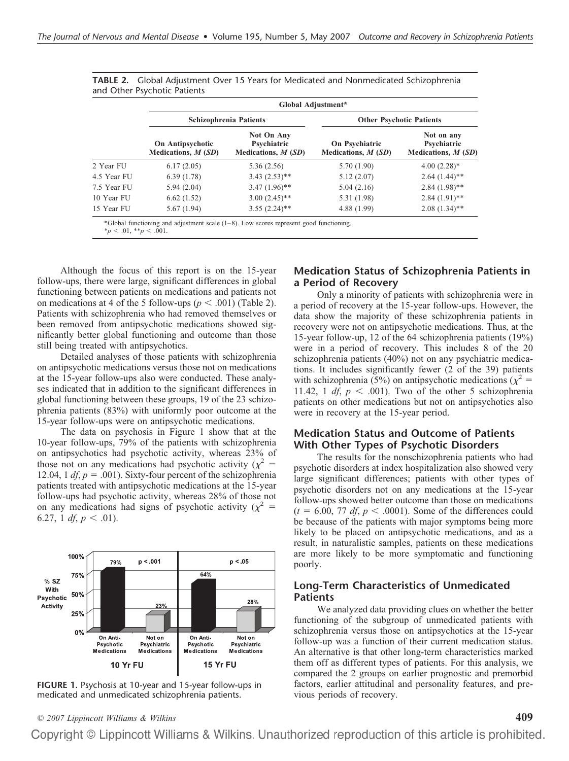**TABLE 2.** Global Adjustment Over 15 Years for Medicated and Nonmedicated Schizophrenia and Other Psychotic Patients

| | Global Adjustment* | | | |
|---|---|---|---|---|
| | Schizophrenia Patients | | Other Psychotic Patients | |
| | On Antipsychotic Medications, *M* (*SD*) | Not On Any Psychiatric Medications, *M* (*SD*) | On Psychiatric Medications, *M* (*SD*) | Not on any Psychiatric Medications, *M* (*SD*) |
| 2 Year FU | 6.17 (2.05) | 5.36 (2.56) | 5.70 (1.90) | 4.00 (2.28)* |
| 4.5 Year FU | 6.39 (1.78) | 3.43 (2.53)** | 5.12 (2.07) | 2.64 (1.44)** |
| 7.5 Year FU | 5.94 (2.04) | 3.47 (1.96)** | 5.04 (2.16) | 2.84 (1.98)** |
| 10 Year FU | 6.62 (1.52) | 3.00 (2.45)** | 5.31 (1.98) | 2.84 (1.91)** |
| 15 Year FU | 5.67 (1.94) | 3.55 (2.24)** | 4.88 (1.99) | 2.08 (1.34)** |

*Global functioning and adjustment scale (1–8). Low scores represent good functioning.
*$p < .01$, **$p < .001$.

Although the focus of this report is on the 15-year follow-ups, there were large, significant differences in global functioning between patients on medications and patients not on medications at 4 of the 5 follow-ups ($p < .001$) (Table 2). Patients with schizophrenia who had removed themselves or been removed from antipsychotic medications showed significantly better global functioning and outcome than those still being treated with antipsychotics.

Detailed analyses of those patients with schizophrenia on antipsychotic medications versus those not on medications at the 15-year follow-ups also were conducted. These analyses indicated that in addition to the significant differences in global functioning between these groups, 19 of the 23 schizophrenia patients (83%) with uniformly poor outcome at the 15-year follow-ups were on antipsychotic medications.

The data on psychosis in Figure 1 show that at the 10-year follow-ups, 79% of the patients with schizophrenia on antipsychotics had psychotic activity, whereas 23% of those not on any medications had psychotic activity ($\chi^2 = 12.04$, 1 *df*, $p = .001$). Sixty-four percent of the schizophrenia patients treated with antipsychotic medications at the 15-year follow-ups had psychotic activity, whereas 28% of those not on any medications had signs of psychotic activity ($\chi^2 = 6.27$, 1 *df*, $p < .01$).

**FIGURE 1.** Psychosis at 10-year and 15-year follow-ups in medicated and unmedicated schizophrenia patients.

## Medication Status of Schizophrenia Patients in a Period of Recovery

Only a minority of patients with schizophrenia were in a period of recovery at the 15-year follow-ups. However, the data show the majority of these schizophrenia patients in recovery were not on antipsychotic medications. Thus, at the 15-year follow-up, 12 of the 64 schizophrenia patients (19%) were in a period of recovery. This includes 8 of the 20 schizophrenia patients (40%) not on any psychiatric medications. It includes significantly fewer (2 of the 39) patients with schizophrenia (5%) on antipsychotic medications ($\chi^2 = 11.42$, 1 *df*, $p < .001$). Two of the other 5 schizophrenia patients on other medications but not on antipsychotics also were in recovery at the 15-year period.

## Medication Status and Outcome of Patients With Other Types of Psychotic Disorders

The results for the nonschizophrenia patients who had psychotic disorders at index hospitalization also showed very large significant differences; patients with other types of psychotic disorders not on any medications at the 15-year follow-ups showed better outcome than those on medications ($t = 6.00$, 77 *df*, $p < .0001$). Some of the differences could be because of the patients with major symptoms being more likely to be placed on antipsychotic medications, and as a result, in naturalistic samples, patients on these medications are more likely to be more symptomatic and functioning poorly.

## Long-Term Characteristics of Unmedicated Patients

We analyzed data providing clues on whether the better functioning of the subgroup of unmedicated patients with schizophrenia versus those on antipsychotics at the 15-year follow-up was a function of their current medication status. An alternative is that other long-term characteristics marked them off as different types of patients. For this analysis, we compared the 2 groups on earlier prognostic and premorbid factors, earlier attitudinal and personality features, and previous periods of recovery.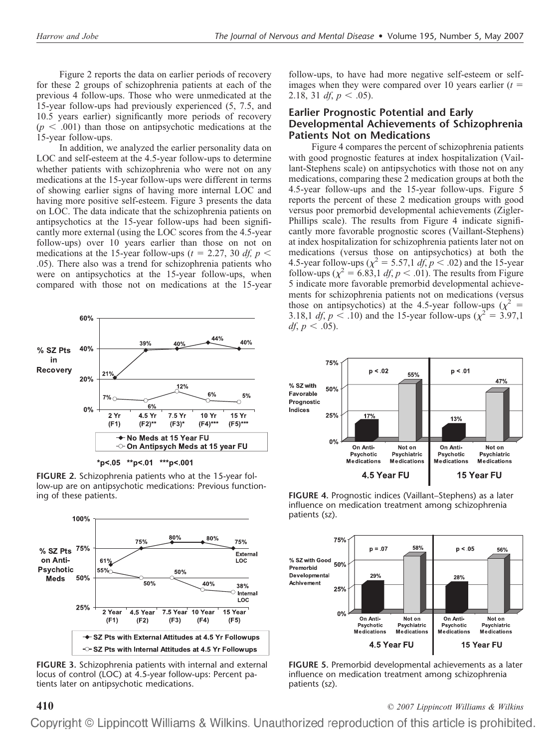Figure 2 reports the data on earlier periods of recovery for these 2 groups of schizophrenia patients at each of the previous 4 follow-ups. Those who were unmedicated at the 15-year follow-ups had previously experienced (5, 7.5, and 10.5 years earlier) significantly more periods of recovery ($p < .001$) than those on antipsychotic medications at the 15-year follow-ups.

In addition, we analyzed the earlier personality data on LOC and self-esteem at the 4.5-year follow-ups to determine whether patients with schizophrenia who were not on any medications at the 15-year follow-ups were different in terms of showing earlier signs of having more internal LOC and having more positive self-esteem. Figure 3 presents the data on LOC. The data indicate that the schizophrenia patients on antipsychotics at the 15-year follow-ups had been significantly more external (using the LOC scores from the 4.5-year follow-ups) over 10 years earlier than those on not on medications at the 15-year follow-ups ($t = 2.27$, 30 *df*, $p < .05$). There also was a trend for schizophrenia patients who were on antipsychotics at the 15-year follow-ups, when compared with those not on medications at the 15-year follow-ups, to have had more negative self-esteem or self-images when they were compared over 10 years earlier ($t = 2.18$, 31 *df*, $p < .05$).

**FIGURE 2.** Schizophrenia patients who at the 15-year follow-up are on antipsychotic medications: Previous functioning of these patients.

**FIGURE 3.** Schizophrenia patients with internal and external locus of control (LOC) at 4.5-year follow-ups: Percent patients later on antipsychotic medications.

## Earlier Prognostic Potential and Early Developmental Achievements of Schizophrenia Patients Not on Medications

Figure 4 compares the percent of schizophrenia patients with good prognostic features at index hospitalization (Vaillant-Stephens scale) on antipsychotics with those not on any medications, comparing these 2 medication groups at both the 4.5-year follow-ups and the 15-year follow-ups. Figure 5 reports the percent of these 2 medication groups with good versus poor premorbid developmental achievements (Zigler-Phillips scale). The results from Figure 4 indicate significantly more favorable prognostic scores (Vaillant-Stephens) at index hospitalization for schizophrenia patients later not on medications (versus those on antipsychotics) at both the 4.5-year follow-ups ($\chi^2 = 5.57$, 1 *df*, $p < .02$) and the 15-year follow-ups ($\chi^2 = 6.83$, 1 *df*, $p < .01$). The results from Figure 5 indicate more favorable premorbid developmental achievements for schizophrenia patients not on medications (versus those on antipsychotics) at the 4.5-year follow-ups ($\chi^2 = 3.18$, 1 *df*, $p < .10$) and the 15-year follow-ups ($\chi^2 = 3.97$, 1 *df*, $p < .05$).

**FIGURE 4.** Prognostic indices (Vaillant–Stephens) as a later influence on medication treatment among schizophrenia patients (sz).

**FIGURE 5.** Premorbid developmental achievements as a later influence on medication treatment among schizophrenia patients (sz).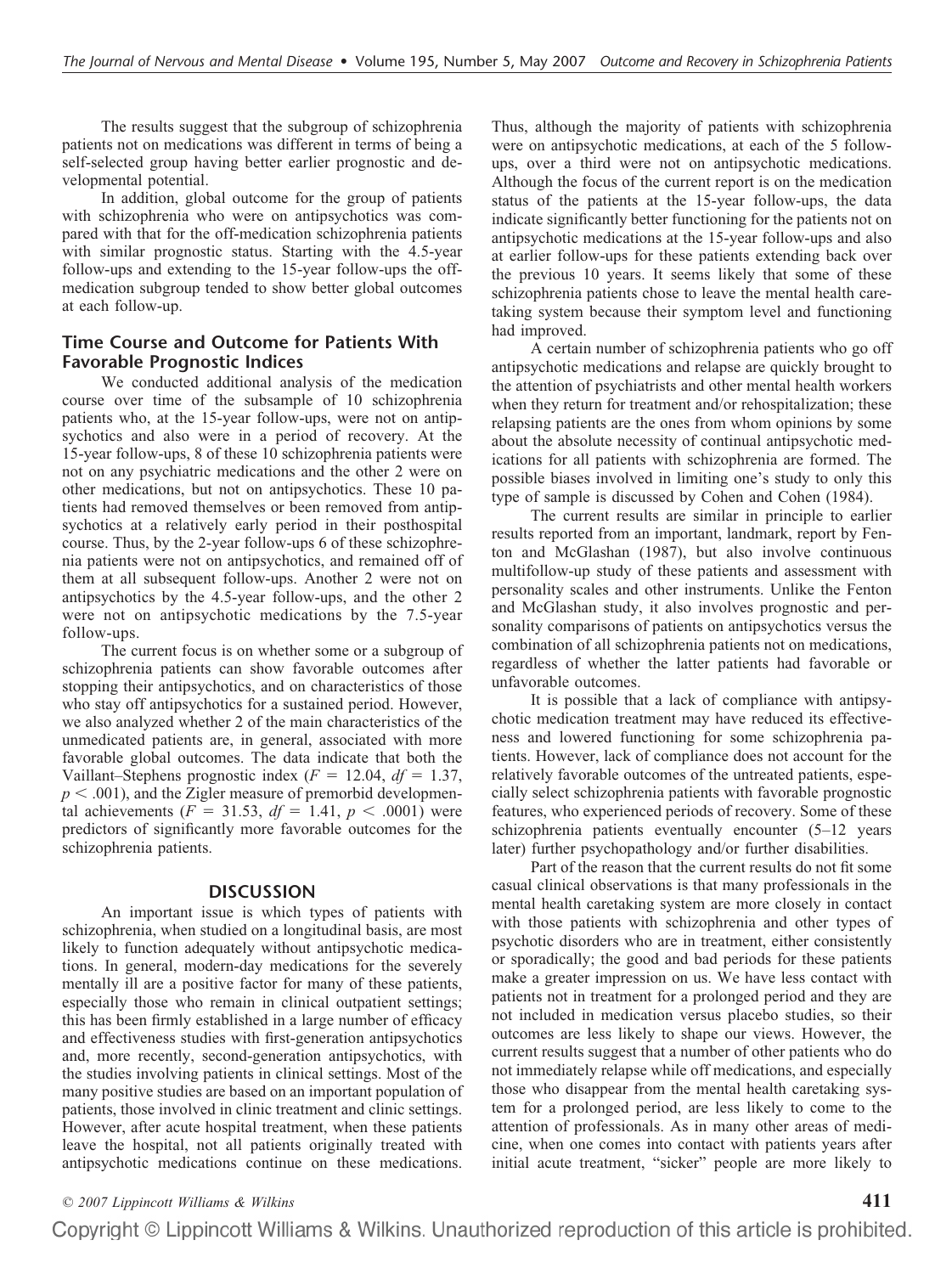The results suggest that the subgroup of schizophrenia patients not on medications was different in terms of being a self-selected group having better earlier prognostic and developmental potential.

In addition, global outcome for the group of patients with schizophrenia who were on antipsychotics was compared with that for the off-medication schizophrenia patients with similar prognostic status. Starting with the 4.5-year follow-ups and extending to the 15-year follow-ups the off-medication subgroup tended to show better global outcomes at each follow-up.

### Time Course and Outcome for Patients With Favorable Prognostic Indices

We conducted additional analysis of the medication course over time of the subsample of 10 schizophrenia patients who, at the 15-year follow-ups, were not on antipsychotics and also were in a period of recovery. At the 15-year follow-ups, 8 of these 10 schizophrenia patients were not on any psychiatric medications and the other 2 were on other medications, but not on antipsychotics. These 10 patients had removed themselves or been removed from antipsychotics at a relatively early period in their posthospital course. Thus, by the 2-year follow-ups 6 of these schizophrenia patients were not on antipsychotics, and remained off of them at all subsequent follow-ups. Another 2 were not on antipsychotics by the 4.5-year follow-ups, and the other 2 were not on antipsychotic medications by the 7.5-year follow-ups.

The current focus is on whether some or a subgroup of schizophrenia patients can show favorable outcomes after stopping their antipsychotics, and on characteristics of those who stay off antipsychotics for a sustained period. However, we also analyzed whether 2 of the main characteristics of the unmedicated patients are, in general, associated with more favorable global outcomes. The data indicate that both the Vaillant–Stephens prognostic index ($F = 12.04$, $df = 1.37$, $p < .001$), and the Zigler measure of premorbid developmental achievements ($F = 31.53$, $df = 1.41$, $p < .0001$) were predictors of significantly more favorable outcomes for the schizophrenia patients.

## DISCUSSION

An important issue is which types of patients with schizophrenia, when studied on a longitudinal basis, are most likely to function adequately without antipsychotic medications. In general, modern-day medications for the severely mentally ill are a positive factor for many of these patients, especially those who remain in clinical outpatient settings; this has been firmly established in a large number of efficacy and effectiveness studies with first-generation antipsychotics and, more recently, second-generation antipsychotics, with the studies involving patients in clinical settings. Most of the many positive studies are based on an important population of patients, those involved in clinic treatment and clinic settings. However, after acute hospital treatment, when these patients leave the hospital, not all patients originally treated with antipsychotic medications continue on these medications. Thus, although the majority of patients with schizophrenia were on antipsychotic medications, at each of the 5 follow-ups, over a third were not on antipsychotic medications. Although the focus of the current report is on the medication status of the patients at the 15-year follow-ups, the data indicate significantly better functioning for the patients not on antipsychotic medications at the 15-year follow-ups and also at earlier follow-ups for these patients extending back over the previous 10 years. It seems likely that some of these schizophrenia patients chose to leave the mental health care-taking system because their symptom level and functioning had improved.

A certain number of schizophrenia patients who go off antipsychotic medications and relapse are quickly brought to the attention of psychiatrists and other mental health workers when they return for treatment and/or rehospitalization; these relapsing patients are the ones from whom opinions by some about the absolute necessity of continual antipsychotic medications for all patients with schizophrenia are formed. The possible biases involved in limiting one's study to only this type of sample is discussed by Cohen and Cohen (1984).

The current results are similar in principle to earlier results reported from an important, landmark, report by Fenton and McGlashan (1987), but also involve continuous multifollow-up study of these patients and assessment with personality scales and other instruments. Unlike the Fenton and McGlashan study, it also involves prognostic and personality comparisons of patients on antipsychotics versus the combination of all schizophrenia patients not on medications, regardless of whether the latter patients had favorable or unfavorable outcomes.

It is possible that a lack of compliance with antipsychotic medication treatment may have reduced its effectiveness and lowered functioning for some schizophrenia patients. However, lack of compliance does not account for the relatively favorable outcomes of the untreated patients, especially select schizophrenia patients with favorable prognostic features, who experienced periods of recovery. Some of these schizophrenia patients eventually encounter (5–12 years later) further psychopathology and/or further disabilities.

Part of the reason that the current results do not fit some casual clinical observations is that many professionals in the mental health caretaking system are more closely in contact with those patients with schizophrenia and other types of psychotic disorders who are in treatment, either consistently or sporadically; the good and bad periods for these patients make a greater impression on us. We have less contact with patients not in treatment for a prolonged period and they are not included in medication versus placebo studies, so their outcomes are less likely to shape our views. However, the current results suggest that a number of other patients who do not immediately relapse while off medications, and especially those who disappear from the mental health caretaking system for a prolonged period, are less likely to come to the attention of professionals. As in many other areas of medicine, when one comes into contact with patients years after initial acute treatment, "sicker" people are more likely to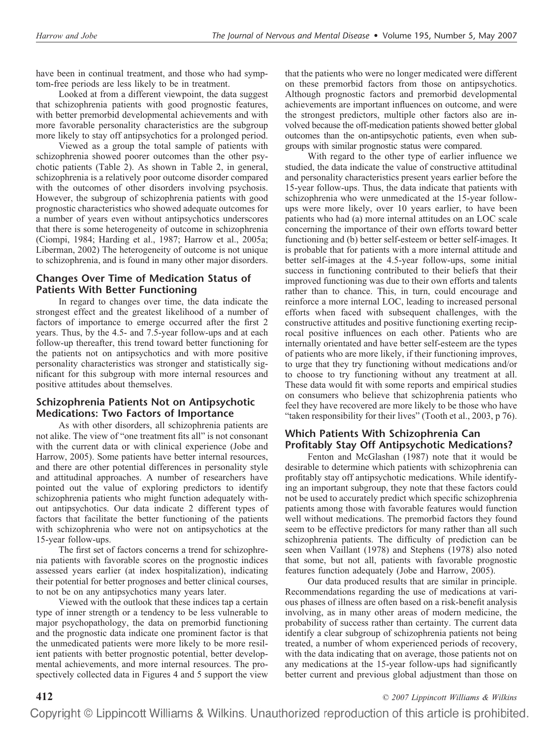have been in continual treatment, and those who had symptom-free periods are less likely to be in treatment.

Looked at from a different viewpoint, the data suggest that schizophrenia patients with good prognostic features, with better premorbid developmental achievements and with more favorable personality characteristics are the subgroup more likely to stay off antipsychotics for a prolonged period.

Viewed as a group the total sample of patients with schizophrenia showed poorer outcomes than the other psychotic patients (Table 2). As shown in Table 2, in general, schizophrenia is a relatively poor outcome disorder compared with the outcomes of other disorders involving psychosis. However, the subgroup of schizophrenia patients with good prognostic characteristics who showed adequate outcomes for a number of years even without antipsychotics underscores that there is some heterogeneity of outcome in schizophrenia (Ciompi, 1984; Harding et al., 1987; Harrow et al., 2005a; Liberman, 2002) The heterogeneity of outcome is not unique to schizophrenia, and is found in many other major disorders.

## Changes Over Time of Medication Status of Patients With Better Functioning

In regard to changes over time, the data indicate the strongest effect and the greatest likelihood of a number of factors of importance to emerge occurred after the first 2 years. Thus, by the 4.5- and 7.5-year follow-ups and at each follow-up thereafter, this trend toward better functioning for the patients not on antipsychotics and with more positive personality characteristics was stronger and statistically significant for this subgroup with more internal resources and positive attitudes about themselves.

## Schizophrenia Patients Not on Antipsychotic Medications: Two Factors of Importance

As with other disorders, all schizophrenia patients are not alike. The view of "one treatment fits all" is not consonant with the current data or with clinical experience (Jobe and Harrow, 2005). Some patients have better internal resources, and there are other potential differences in personality style and attitudinal approaches. A number of researchers have pointed out the value of exploring predictors to identify schizophrenia patients who might function adequately without antipsychotics. Our data indicate 2 different types of factors that facilitate the better functioning of the patients with schizophrenia who were not on antipsychotics at the 15-year follow-ups.

The first set of factors concerns a trend for schizophrenia patients with favorable scores on the prognostic indices assessed years earlier (at index hospitalization), indicating their potential for better prognoses and better clinical courses, to not be on any antipsychotics many years later.

Viewed with the outlook that these indices tap a certain type of inner strength or a tendency to be less vulnerable to major psychopathology, the data on premorbid functioning and the prognostic data indicate one prominent factor is that the unmedicated patients were more likely to be more resilient patients with better prognostic potential, better developmental achievements, and more internal resources. The prospectively collected data in Figures 4 and 5 support the view that the patients who were no longer medicated were different on these premorbid factors from those on antipsychotics. Although prognostic factors and premorbid developmental achievements are important influences on outcome, and were the strongest predictors, multiple other factors also are involved because the off-medication patients showed better global outcomes than the on-antipsychotic patients, even when subgroups with similar prognostic status were compared.

With regard to the other type of earlier influence we studied, the data indicate the value of constructive attitudinal and personality characteristics present years earlier before the 15-year follow-ups. Thus, the data indicate that patients with schizophrenia who were unmedicated at the 15-year follow-ups were more likely, over 10 years earlier, to have been patients who had (a) more internal attitudes on an LOC scale concerning the importance of their own efforts toward better functioning and (b) better self-esteem or better self-images. It is probable that for patients with a more internal attitude and better self-images at the 4.5-year follow-ups, some initial success in functioning contributed to their beliefs that their improved functioning was due to their own efforts and talents rather than to chance. This, in turn, could encourage and reinforce a more internal LOC, leading to increased personal efforts when faced with subsequent challenges, with the constructive attitudes and positive functioning exerting reciprocal positive influences on each other. Patients who are internally orientated and have better self-esteem are the types of patients who are more likely, if their functioning improves, to urge that they try functioning without medications and/or to choose to try functioning without any treatment at all. These data would fit with some reports and empirical studies on consumers who believe that schizophrenia patients who feel they have recovered are more likely to be those who have "taken responsibility for their lives" (Tooth et al., 2003, p 76).

## Which Patients With Schizophrenia Can Profitably Stay Off Antipsychotic Medications?

Fenton and McGlashan (1987) note that it would be desirable to determine which patients with schizophrenia can profitably stay off antipsychotic medications. While identifying an important subgroup, they note that these factors could not be used to accurately predict which specific schizophrenia patients among those with favorable features would function well without medications. The premorbid factors they found seem to be effective predictors for many rather than all such schizophrenia patients. The difficulty of prediction can be seen when Vaillant (1978) and Stephens (1978) also noted that some, but not all, patients with favorable prognostic features function adequately (Jobe and Harrow, 2005).

Our data produced results that are similar in principle. Recommendations regarding the use of medications at various phases of illness are often based on a risk-benefit analysis involving, as in many other areas of modern medicine, the probability of success rather than certainty. The current data identify a clear subgroup of schizophrenia patients not being treated, a number of whom experienced periods of recovery, with the data indicating that on average, those patients not on any medications at the 15-year follow-ups had significantly better current and previous global adjustment than those on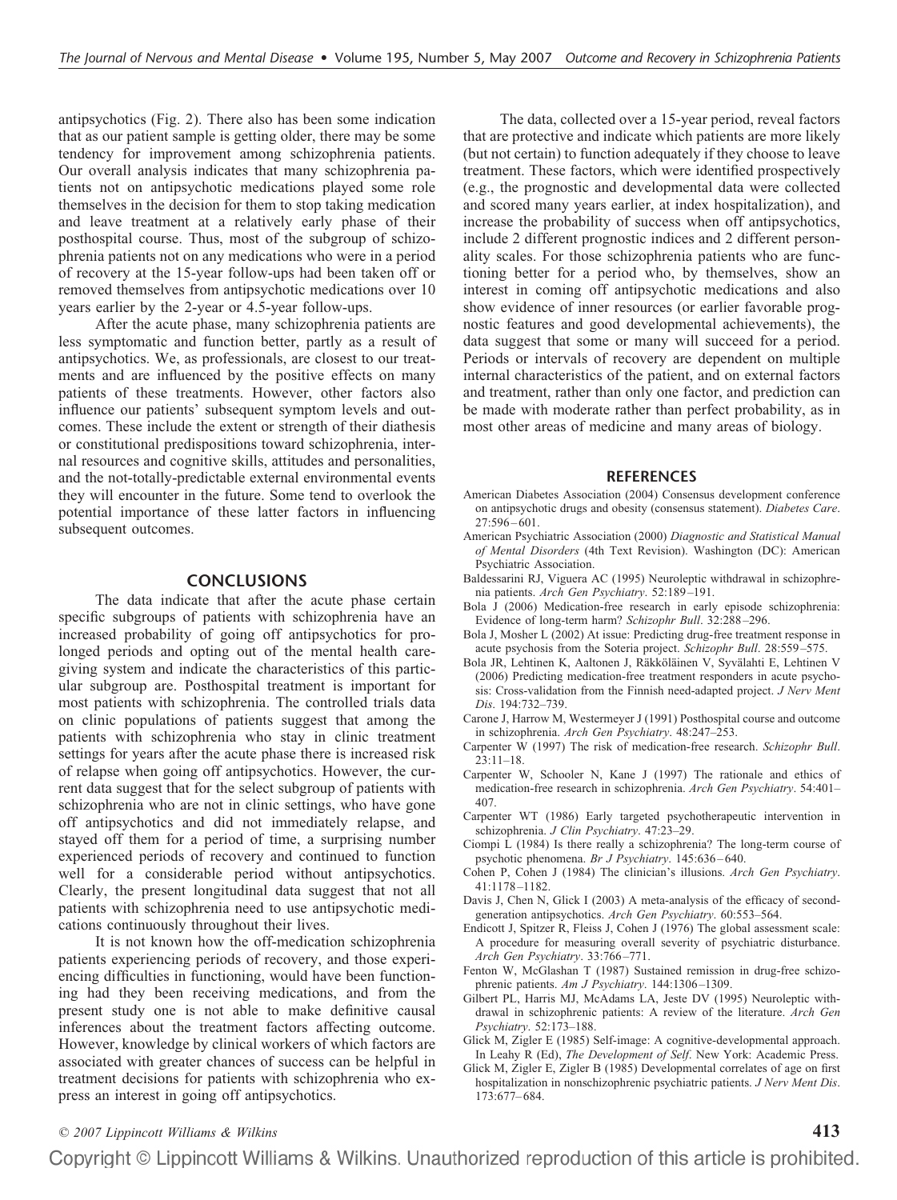antipsychotics (Fig. 2). There also has been some indication that as our patient sample is getting older, there may be some tendency for improvement among schizophrenia patients. Our overall analysis indicates that many schizophrenia patients not on antipsychotic medications played some role themselves in the decision for them to stop taking medication and leave treatment at a relatively early phase of their posthospital course. Thus, most of the subgroup of schizophrenia patients not on any medications who were in a period of recovery at the 15-year follow-ups had been taken off or removed themselves from antipsychotic medications over 10 years earlier by the 2-year or 4.5-year follow-ups.

After the acute phase, many schizophrenia patients are less symptomatic and function better, partly as a result of antipsychotics. We, as professionals, are closest to our treatments and are influenced by the positive effects on many patients of these treatments. However, other factors also influence our patients' subsequent symptom levels and outcomes. These include the extent or strength of their diathesis or constitutional predispositions toward schizophrenia, internal resources and cognitive skills, attitudes and personalities, and the not-totally-predictable external environmental events they will encounter in the future. Some tend to overlook the potential importance of these latter factors in influencing subsequent outcomes.

## CONCLUSIONS

The data indicate that after the acute phase certain specific subgroups of patients with schizophrenia have an increased probability of going off antipsychotics for prolonged periods and opting out of the mental health caregiving system and indicate the characteristics of this particular subgroup are. Posthospital treatment is important for most patients with schizophrenia. The controlled trials data on clinic populations of patients suggest that among the patients with schizophrenia who stay in clinic treatment settings for years after the acute phase there is increased risk of relapse when going off antipsychotics. However, the current data suggest that for the select subgroup of patients with schizophrenia who are not in clinic settings, who have gone off antipsychotics and did not immediately relapse, and stayed off them for a period of time, a surprising number experienced periods of recovery and continued to function well for a considerable period without antipsychotics. Clearly, the present longitudinal data suggest that not all patients with schizophrenia need to use antipsychotic medications continuously throughout their lives.

It is not known how the off-medication schizophrenia patients experiencing periods of recovery, and those experiencing difficulties in functioning, would have been functioning had they been receiving medications, and from the present study one is not able to make definitive causal inferences about the treatment factors affecting outcome. However, knowledge by clinical workers of which factors are associated with greater chances of success can be helpful in treatment decisions for patients with schizophrenia who express an interest in going off antipsychotics.

The data, collected over a 15-year period, reveal factors that are protective and indicate which patients are more likely (but not certain) to function adequately if they choose to leave treatment. These factors, which were identified prospectively (e.g., the prognostic and developmental data were collected and scored many years earlier, at index hospitalization), and increase the probability of success when off antipsychotics, include 2 different prognostic indices and 2 different personality scales. For those schizophrenia patients who are functioning better for a period who, by themselves, show an interest in coming off antipsychotic medications and also show evidence of inner resources (or earlier favorable prognostic features and good developmental achievements), the data suggest that some or many will succeed for a period. Periods or intervals of recovery are dependent on multiple internal characteristics of the patient, and on external factors and treatment, rather than only one factor, and prediction can be made with moderate rather than perfect probability, as in most other areas of medicine and many areas of biology.

## REFERENCES

American Diabetes Association (2004) Consensus development conference on antipsychotic drugs and obesity (consensus statement). *Diabetes Care*. 27:596–601.

American Psychiatric Association (2000) *Diagnostic and Statistical Manual of Mental Disorders* (4th Text Revision). Washington (DC): American Psychiatric Association.

Baldessarini RJ, Viguera AC (1995) Neuroleptic withdrawal in schizophrenia patients. *Arch Gen Psychiatry*. 52:189–191.

Bola J (2006) Medication-free research in early episode schizophrenia: Evidence of long-term harm? *Schizophr Bull*. 32:288–296.

Bola J, Mosher L (2002) At issue: Predicting drug-free treatment response in acute psychosis from the Soteria project. *Schizophr Bull*. 28:559–575.

Bola JR, Lehtinen K, Aaltonen J, Räkköläinen V, Syvälahti E, Lehtinen V (2006) Predicting medication-free treatment responders in acute psychosis: Cross-validation from the Finnish need-adapted project. *J Nerv Ment Dis*. 194:732–739.

Carone J, Harrow M, Westermeyer J (1991) Posthospital course and outcome in schizophrenia. *Arch Gen Psychiatry*. 48:247–253.

Carpenter W (1997) The risk of medication-free research. *Schizophr Bull*. 23:11–18.

Carpenter W, Schooler N, Kane J (1997) The rationale and ethics of medication-free research in schizophrenia. *Arch Gen Psychiatry*. 54:401–407.

Carpenter WT (1986) Early targeted psychotherapeutic intervention in schizophrenia. *J Clin Psychiatry*. 47:23–29.

Ciompi L (1984) Is there really a schizophrenia? The long-term course of psychotic phenomena. *Br J Psychiatry*. 145:636–640.

Cohen P, Cohen J (1984) The clinician's illusions. *Arch Gen Psychiatry*. 41:1178–1182.

Davis J, Chen N, Glick I (2003) A meta-analysis of the efficacy of second-generation antipsychotics. *Arch Gen Psychiatry*. 60:553–564.

Endicott J, Spitzer R, Fleiss J, Cohen J (1976) The global assessment scale: A procedure for measuring overall severity of psychiatric disturbance. *Arch Gen Psychiatry*. 33:766–771.

Fenton W, McGlashan T (1987) Sustained remission in drug-free schizophrenic patients. *Am J Psychiatry*. 144:1306–1309.

Gilbert PL, Harris MJ, McAdams LA, Jeste DV (1995) Neuroleptic withdrawal in schizophrenic patients: A review of the literature. *Arch Gen Psychiatry*. 52:173–188.

Glick M, Zigler E (1985) Self-image: A cognitive-developmental approach. In Leahy R (Ed), *The Development of Self*. New York: Academic Press.

Glick M, Zigler E, Zigler B (1985) Developmental correlates of age on first hospitalization in nonschizophrenic psychiatric patients. *J Nerv Ment Dis*. 173:677–684.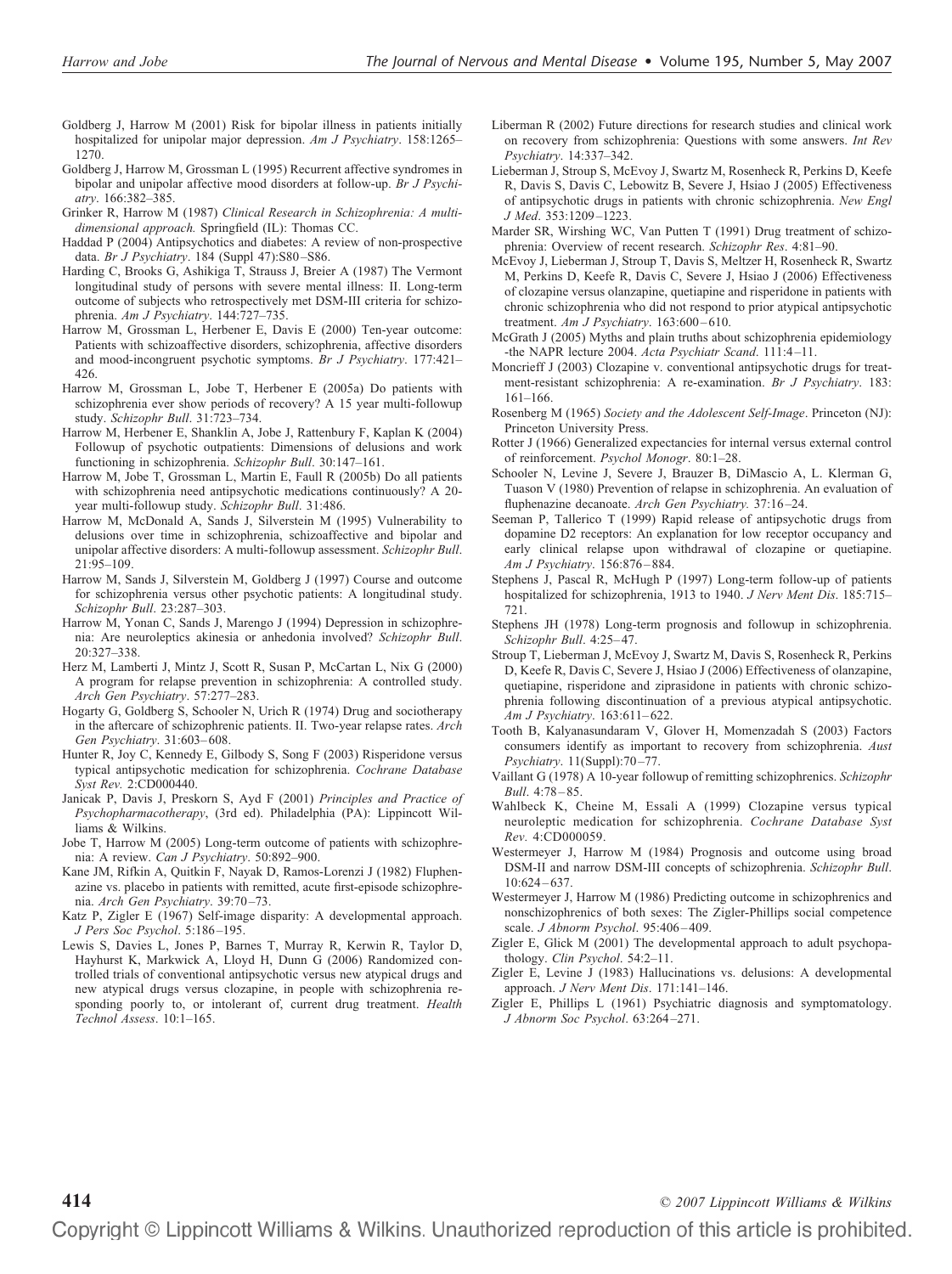Goldberg J, Harrow M (2001) Risk for bipolar illness in patients initially hospitalized for unipolar major depression. *Am J Psychiatry*. 158:1265–1270.

Goldberg J, Harrow M, Grossman L (1995) Recurrent affective syndromes in bipolar and unipolar affective mood disorders at follow-up. *Br J Psychiatry*. 166:382–385.

Grinker R, Harrow M (1987) *Clinical Research in Schizophrenia: A multidimensional approach.* Springfield (IL): Thomas CC.

Haddad P (2004) Antipsychotics and diabetes: A review of non-prospective data. *Br J Psychiatry*. 184 (Suppl 47):S80–S86.

Harding C, Brooks G, Ashikiga T, Strauss J, Breier A (1987) The Vermont longitudinal study of persons with severe mental illness: II. Long-term outcome of subjects who retrospectively met DSM-III criteria for schizophrenia. *Am J Psychiatry*. 144:727–735.

Harrow M, Grossman L, Herbener E, Davis E (2000) Ten-year outcome: Patients with schizoaffective disorders, schizophrenia, affective disorders and mood-incongruent psychotic symptoms. *Br J Psychiatry*. 177:421–426.

Harrow M, Grossman L, Jobe T, Herbener E (2005a) Do patients with schizophrenia ever show periods of recovery? A 15 year multi-followup study. *Schizophr Bull*. 31:723–734.

Harrow M, Herbener E, Shanklin A, Jobe J, Rattenbury F, Kaplan K (2004) Followup of psychotic outpatients: Dimensions of delusions and work functioning in schizophrenia. *Schizophr Bull*. 30:147–161.

Harrow M, Jobe T, Grossman L, Martin E, Faull R (2005b) Do all patients with schizophrenia need antipsychotic medications continuously? A 20-year multi-followup study. *Schizophr Bull*. 31:486.

Harrow M, McDonald A, Sands J, Silverstein M (1995) Vulnerability to delusions over time in schizophrenia, schizoaffective and bipolar and unipolar affective disorders: A multi-followup assessment. *Schizophr Bull*. 21:95–109.

Harrow M, Sands J, Silverstein M, Goldberg J (1997) Course and outcome for schizophrenia versus other psychotic patients: A longitudinal study. *Schizophr Bull*. 23:287–303.

Harrow M, Yonan C, Sands J, Marengo J (1994) Depression in schizophrenia: Are neuroleptics akinesia or anhedonia involved? *Schizophr Bull*. 20:327–338.

Herz M, Lamberti J, Mintz J, Scott R, Susan P, McCartan L, Nix G (2000) A program for relapse prevention in schizophrenia: A controlled study. *Arch Gen Psychiatry*. 57:277–283.

Hogarty G, Goldberg S, Schooler N, Urich R (1974) Drug and sociotherapy in the aftercare of schizophrenic patients. II. Two-year relapse rates. *Arch Gen Psychiatry*. 31:603–608.

Hunter R, Joy C, Kennedy E, Gilbody S, Song F (2003) Risperidone versus typical antipsychotic medication for schizophrenia. *Cochrane Database Syst Rev.* 2:CD000440.

Janicak P, Davis J, Preskorn S, Ayd F (2001) *Principles and Practice of Psychopharmacotherapy*, (3rd ed). Philadelphia (PA): Lippincott Williams & Wilkins.

Jobe T, Harrow M (2005) Long-term outcome of patients with schizophrenia: A review. *Can J Psychiatry*. 50:892–900.

Kane JM, Rifkin A, Quitkin F, Nayak D, Ramos-Lorenzi J (1982) Fluphenazine vs. placebo in patients with remitted, acute first-episode schizophrenia. *Arch Gen Psychiatry*. 39:70–73.

Katz P, Zigler E (1967) Self-image disparity: A developmental approach. *J Pers Soc Psychol*. 5:186–195.

Lewis S, Davies L, Jones P, Barnes T, Murray R, Kerwin R, Taylor D, Hayhurst K, Markwick A, Lloyd H, Dunn G (2006) Randomized controlled trials of conventional antipsychotic versus new atypical drugs and new atypical drugs versus clozapine, in people with schizophrenia responding poorly to, or intolerant of, current drug treatment. *Health Technol Assess*. 10:1–165.

Liberman R (2002) Future directions for research studies and clinical work on recovery from schizophrenia: Questions with some answers. *Int Rev Psychiatry*. 14:337–342.

Lieberman J, Stroup S, McEvoy J, Swartz M, Rosenheck R, Perkins D, Keefe R, Davis S, Davis C, Lebowitz B, Severe J, Hsiao J (2005) Effectiveness of antipsychotic drugs in patients with chronic schizophrenia. *New Engl J Med*. 353:1209–1223.

Marder SR, Wirshing WC, Van Putten T (1991) Drug treatment of schizophrenia: Overview of recent research. *Schizophr Res*. 4:81–90.

McEvoy J, Lieberman J, Stroup T, Davis S, Meltzer H, Rosenheck R, Swartz M, Perkins D, Keefe R, Davis C, Severe J, Hsiao J (2006) Effectiveness of clozapine versus olanzapine, quetiapine and risperidone in patients with chronic schizophrenia who did not respond to prior atypical antipsychotic treatment. *Am J Psychiatry*. 163:600–610.

McGrath J (2005) Myths and plain truths about schizophrenia epidemiology -the NAPR lecture 2004. *Acta Psychiatr Scand*. 111:4–11.

Moncrieff J (2003) Clozapine v. conventional antipsychotic drugs for treatment-resistant schizophrenia: A re-examination. *Br J Psychiatry*. 183: 161–166.

Rosenberg M (1965) *Society and the Adolescent Self-Image*. Princeton (NJ): Princeton University Press.

Rotter J (1966) Generalized expectancies for internal versus external control of reinforcement. *Psychol Monogr*. 80:1–28.

Schooler N, Levine J, Severe J, Brauzer B, DiMascio A, L. Klerman G, Tuason V (1980) Prevention of relapse in schizophrenia. An evaluation of fluphenazine decanoate. *Arch Gen Psychiatry.* 37:16–24.

Seeman P, Tallerico T (1999) Rapid release of antipsychotic drugs from dopamine D2 receptors: An explanation for low receptor occupancy and early clinical relapse upon withdrawal of clozapine or quetiapine. *Am J Psychiatry*. 156:876–884.

Stephens J, Pascal R, McHugh P (1997) Long-term follow-up of patients hospitalized for schizophrenia, 1913 to 1940. *J Nerv Ment Dis*. 185:715–721.

Stephens JH (1978) Long-term prognosis and followup in schizophrenia. *Schizophr Bull*. 4:25–47.

Stroup T, Lieberman J, McEvoy J, Swartz M, Davis S, Rosenheck R, Perkins D, Keefe R, Davis C, Severe J, Hsiao J (2006) Effectiveness of olanzapine, quetiapine, risperidone and ziprasidone in patients with chronic schizophrenia following discontinuation of a previous atypical antipsychotic. *Am J Psychiatry*. 163:611–622.

Tooth B, Kalyanasundaram V, Glover H, Momenzadah S (2003) Factors consumers identify as important to recovery from schizophrenia. *Aust Psychiatry*. 11(Suppl):70–77.

Vaillant G (1978) A 10-year followup of remitting schizophrenics. *Schizophr Bull*. 4:78–85.

Wahlbeck K, Cheine M, Essali A (1999) Clozapine versus typical neuroleptic medication for schizophrenia. *Cochrane Database Syst Rev.* 4:CD000059.

Westermeyer J, Harrow M (1984) Prognosis and outcome using broad DSM-II and narrow DSM-III concepts of schizophrenia. *Schizophr Bull*. 10:624–637.

Westermeyer J, Harrow M (1986) Predicting outcome in schizophrenics and nonschizophrenics of both sexes: The Zigler-Phillips social competence scale. *J Abnorm Psychol*. 95:406–409.

Zigler E, Glick M (2001) The developmental approach to adult psychopathology. *Clin Psychol*. 54:2–11.

Zigler E, Levine J (1983) Hallucinations vs. delusions: A developmental approach. *J Nerv Ment Dis*. 171:141–146.

Zigler E, Phillips L (1961) Psychiatric diagnosis and symptomatology. *J Abnorm Soc Psychol*. 63:264–271.